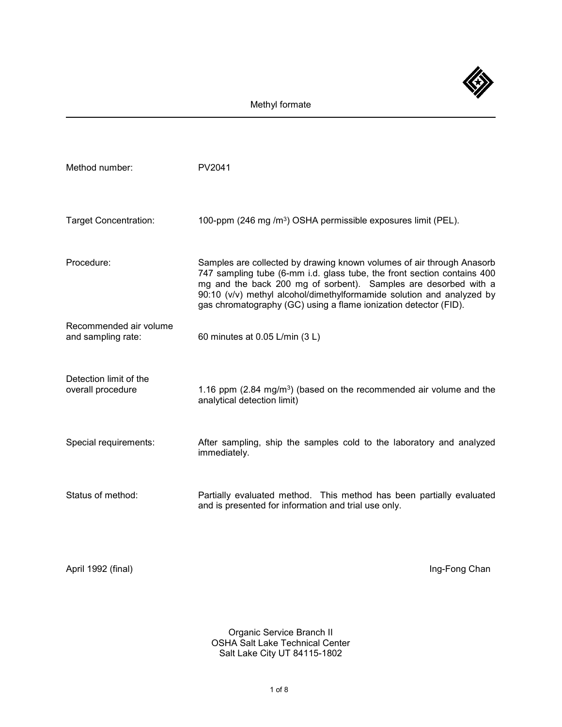# Methyl formate

| | |
|---|---|
| Method number: | PV2041 |
| Target Concentration: | 100-ppm (246 mg /m$^3$) OSHA permissible exposures limit (PEL). |
| Procedure: | Samples are collected by drawing known volumes of air through Anasorb 747 sampling tube (6-mm i.d. glass tube, the front section contains 400 mg and the back 200 mg of sorbent). Samples are desorbed with a 90:10 (v/v) methyl alcohol/dimethylformamide solution and analyzed by gas chromatography (GC) using a flame ionization detector (FID). |
| Recommended air volume and sampling rate: | 60 minutes at 0.05 L/min (3 L) |
| Detection limit of the overall procedure | 1.16 ppm (2.84 mg/m$^3$) (based on the recommended air volume and the analytical detection limit) |
| Special requirements: | After sampling, ship the samples cold to the laboratory and analyzed immediately. |
| Status of method: | Partially evaluated method. This method has been partially evaluated and is presented for information and trial use only. |

April 1992 (final)

Ing-Fong Chan

Organic Service Branch II
OSHA Salt Lake Technical Center
Salt Lake City UT 84115-1802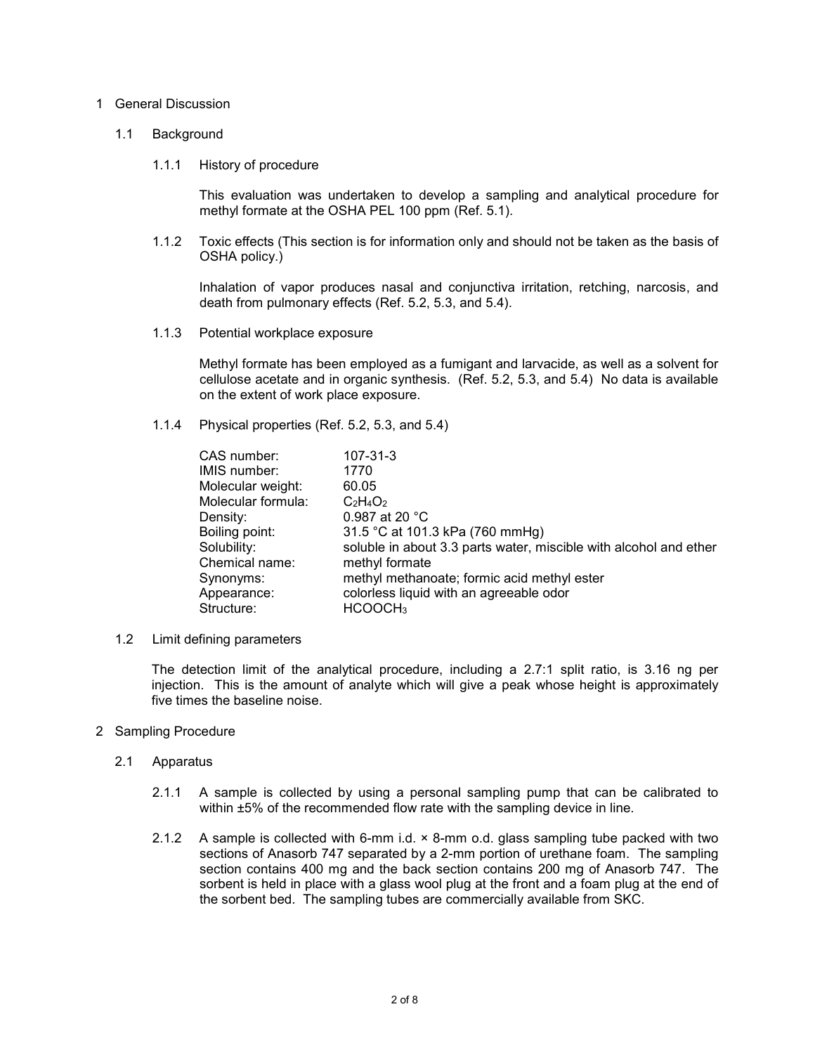# 1 General Discussion

## 1.1 Background

### 1.1.1 History of procedure

This evaluation was undertaken to develop a sampling and analytical procedure for methyl formate at the OSHA PEL 100 ppm (Ref. 5.1).

### 1.1.2 Toxic effects (This section is for information only and should not be taken as the basis of OSHA policy.)

Inhalation of vapor produces nasal and conjunctiva irritation, retching, narcosis, and death from pulmonary effects (Ref. 5.2, 5.3, and 5.4).

### 1.1.3 Potential workplace exposure

Methyl formate has been employed as a fumigant and larvacide, as well as a solvent for cellulose acetate and in organic synthesis. (Ref. 5.2, 5.3, and 5.4) No data is available on the extent of work place exposure.

### 1.1.4 Physical properties (Ref. 5.2, 5.3, and 5.4)

| | |
|---|---|
| CAS number: | 107-31-3 |
| IMIS number: | 1770 |
| Molecular weight: | 60.05 |
| Molecular formula: | $C_2H_4O_2$ |
| Density: | 0.987 at 20 °C |
| Boiling point: | 31.5 °C at 101.3 kPa (760 mmHg) |
| Solubility: | soluble in about 3.3 parts water, miscible with alcohol and ether |
| Chemical name: | methyl formate |
| Synonyms: | methyl methanoate; formic acid methyl ester |
| Appearance: | colorless liquid with an agreeable odor |
| Structure: | $HCOOCH_3$ |

## 1.2 Limit defining parameters

The detection limit of the analytical procedure, including a 2.7:1 split ratio, is 3.16 ng per injection. This is the amount of analyte which will give a peak whose height is approximately five times the baseline noise.

# 2 Sampling Procedure

## 2.1 Apparatus

2.1.1 A sample is collected by using a personal sampling pump that can be calibrated to within ±5% of the recommended flow rate with the sampling device in line.

2.1.2 A sample is collected with 6-mm i.d. × 8-mm o.d. glass sampling tube packed with two sections of Anasorb 747 separated by a 2-mm portion of urethane foam. The sampling section contains 400 mg and the back section contains 200 mg of Anasorb 747. The sorbent is held in place with a glass wool plug at the front and a foam plug at the end of the sorbent bed. The sampling tubes are commercially available from SKC.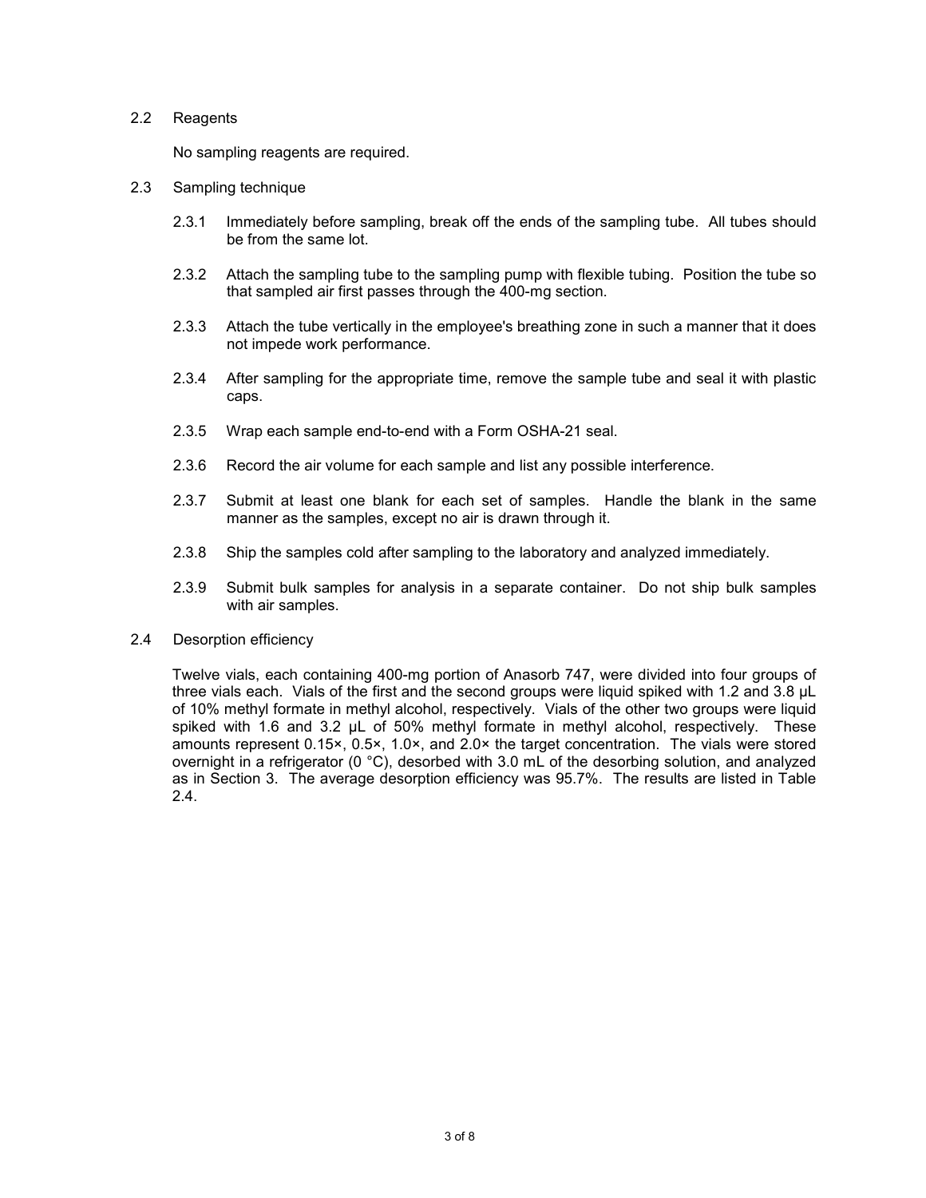### 2.2 Reagents

No sampling reagents are required.

### 2.3 Sampling technique

2.3.1 Immediately before sampling, break off the ends of the sampling tube. All tubes should be from the same lot.

2.3.2 Attach the sampling tube to the sampling pump with flexible tubing. Position the tube so that sampled air first passes through the 400-mg section.

2.3.3 Attach the tube vertically in the employee's breathing zone in such a manner that it does not impede work performance.

2.3.4 After sampling for the appropriate time, remove the sample tube and seal it with plastic caps.

2.3.5 Wrap each sample end-to-end with a Form OSHA-21 seal.

2.3.6 Record the air volume for each sample and list any possible interference.

2.3.7 Submit at least one blank for each set of samples. Handle the blank in the same manner as the samples, except no air is drawn through it.

2.3.8 Ship the samples cold after sampling to the laboratory and analyzed immediately.

2.3.9 Submit bulk samples for analysis in a separate container. Do not ship bulk samples with air samples.

### 2.4 Desorption efficiency

Twelve vials, each containing 400-mg portion of Anasorb 747, were divided into four groups of three vials each. Vials of the first and the second groups were liquid spiked with 1.2 and 3.8 µL of 10% methyl formate in methyl alcohol, respectively. Vials of the other two groups were liquid spiked with 1.6 and 3.2 µL of 50% methyl formate in methyl alcohol, respectively. These amounts represent 0.15×, 0.5×, 1.0×, and 2.0× the target concentration. The vials were stored overnight in a refrigerator (0 °C), desorbed with 3.0 mL of the desorbing solution, and analyzed as in Section 3. The average desorption efficiency was 95.7%. The results are listed in Table 2.4.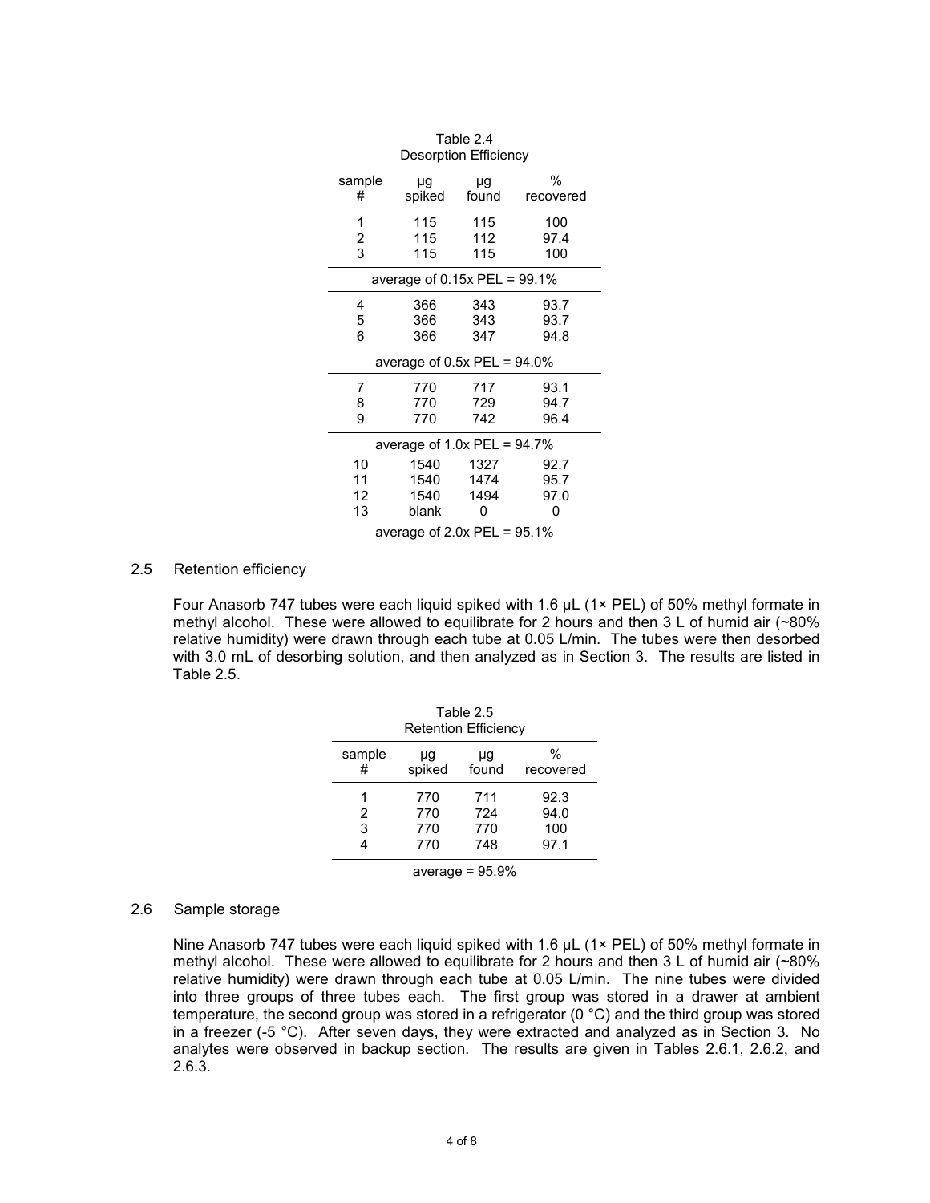Table 2.4
Desorption Efficiency

| sample # | µg spiked | µg found | % recovered |
|---|---|---|---|
| 1 | 115 | 115 | 100 |
| 2 | 115 | 112 | 97.4 |
| 3 | 115 | 115 | 100 |
| average of 0.15x PEL = 99.1% | | | |
| 4 | 366 | 343 | 93.7 |
| 5 | 366 | 343 | 93.7 |
| 6 | 366 | 347 | 94.8 |
| average of 0.5x PEL = 94.0% | | | |
| 7 | 770 | 717 | 93.1 |
| 8 | 770 | 729 | 94.7 |
| 9 | 770 | 742 | 96.4 |
| average of 1.0x PEL = 94.7% | | | |
| 10 | 1540 | 1327 | 92.7 |
| 11 | 1540 | 1474 | 95.7 |
| 12 | 1540 | 1494 | 97.0 |
| 13 | blank | 0 | 0 |
| average of 2.0x PEL = 95.1% | | | |

## 2.5 Retention efficiency

Four Anasorb 747 tubes were each liquid spiked with 1.6 µL (1× PEL) of 50% methyl formate in methyl alcohol. These were allowed to equilibrate for 2 hours and then 3 L of humid air (~80% relative humidity) were drawn through each tube at 0.05 L/min. The tubes were then desorbed with 3.0 mL of desorbing solution, and then analyzed as in Section 3. The results are listed in Table 2.5.

Table 2.5
Retention Efficiency

| sample # | µg spiked | µg found | % recovered |
|---|---|---|---|
| 1 | 770 | 711 | 92.3 |
| 2 | 770 | 724 | 94.0 |
| 3 | 770 | 770 | 100 |
| 4 | 770 | 748 | 97.1 |
| average = 95.9% | | | |

## 2.6 Sample storage

Nine Anasorb 747 tubes were each liquid spiked with 1.6 µL (1× PEL) of 50% methyl formate in methyl alcohol. These were allowed to equilibrate for 2 hours and then 3 L of humid air (~80% relative humidity) were drawn through each tube at 0.05 L/min. The nine tubes were divided into three groups of three tubes each. The first group was stored in a drawer at ambient temperature, the second group was stored in a refrigerator (0 °C) and the third group was stored in a freezer (-5 °C). After seven days, they were extracted and analyzed as in Section 3. No analytes were observed in backup section. The results are given in Tables 2.6.1, 2.6.2, and 2.6.3.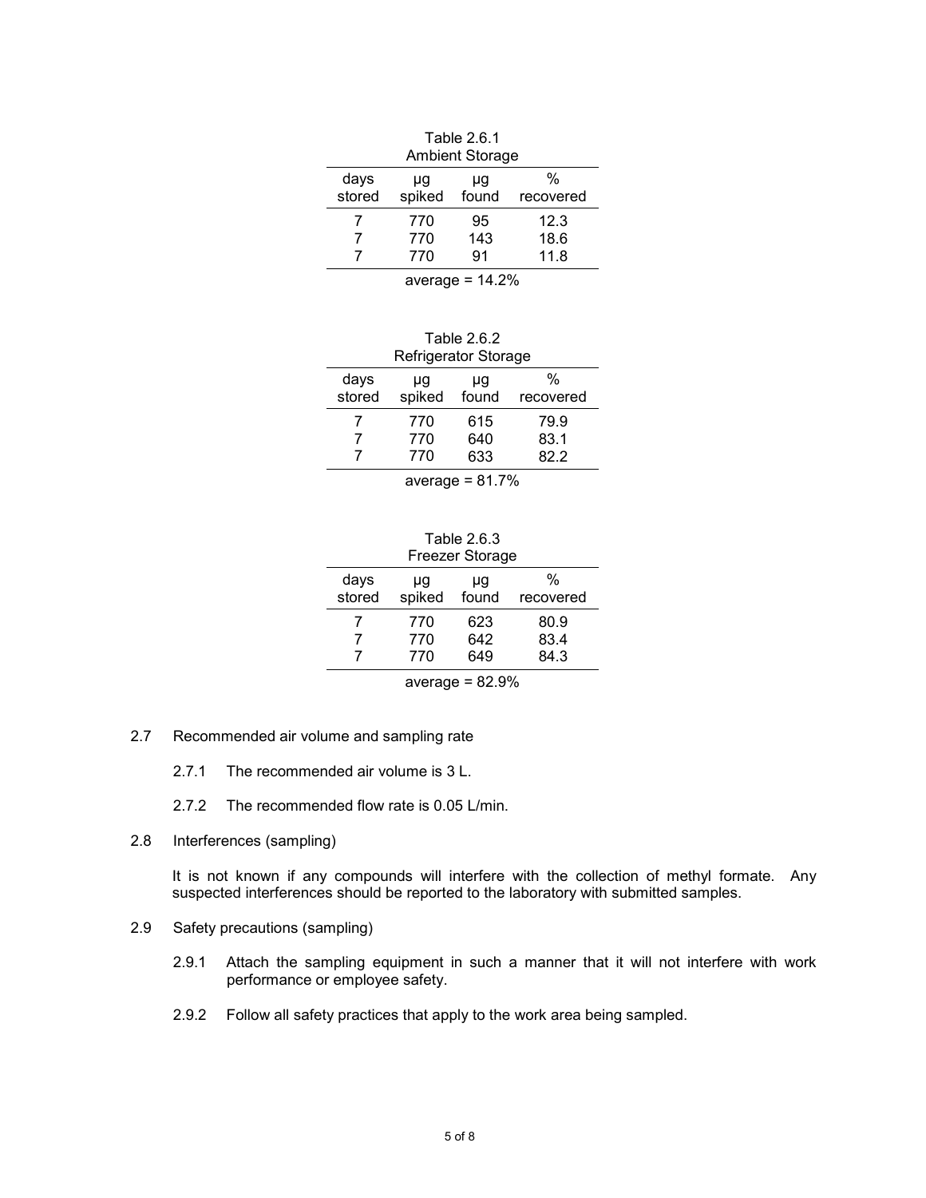Table 2.6.1
Ambient Storage

| days stored | µg spiked | µg found | % recovered |
|---|---|---|---|
| 7 | 770 | 95 | 12.3 |
| 7 | 770 | 143 | 18.6 |
| 7 | 770 | 91 | 11.8 |

average = 14.2%

Table 2.6.2
Refrigerator Storage

| days stored | µg spiked | µg found | % recovered |
|---|---|---|---|
| 7 | 770 | 615 | 79.9 |
| 7 | 770 | 640 | 83.1 |
| 7 | 770 | 633 | 82.2 |

average = 81.7%

Table 2.6.3
Freezer Storage

| days stored | µg spiked | µg found | % recovered |
|---|---|---|---|
| 7 | 770 | 623 | 80.9 |
| 7 | 770 | 642 | 83.4 |
| 7 | 770 | 649 | 84.3 |

average = 82.9%

2.7 Recommended air volume and sampling rate

2.7.1 The recommended air volume is 3 L.

2.7.2 The recommended flow rate is 0.05 L/min.

2.8 Interferences (sampling)

It is not known if any compounds will interfere with the collection of methyl formate. Any suspected interferences should be reported to the laboratory with submitted samples.

2.9 Safety precautions (sampling)

2.9.1 Attach the sampling equipment in such a manner that it will not interfere with work performance or employee safety.

2.9.2 Follow all safety practices that apply to the work area being sampled.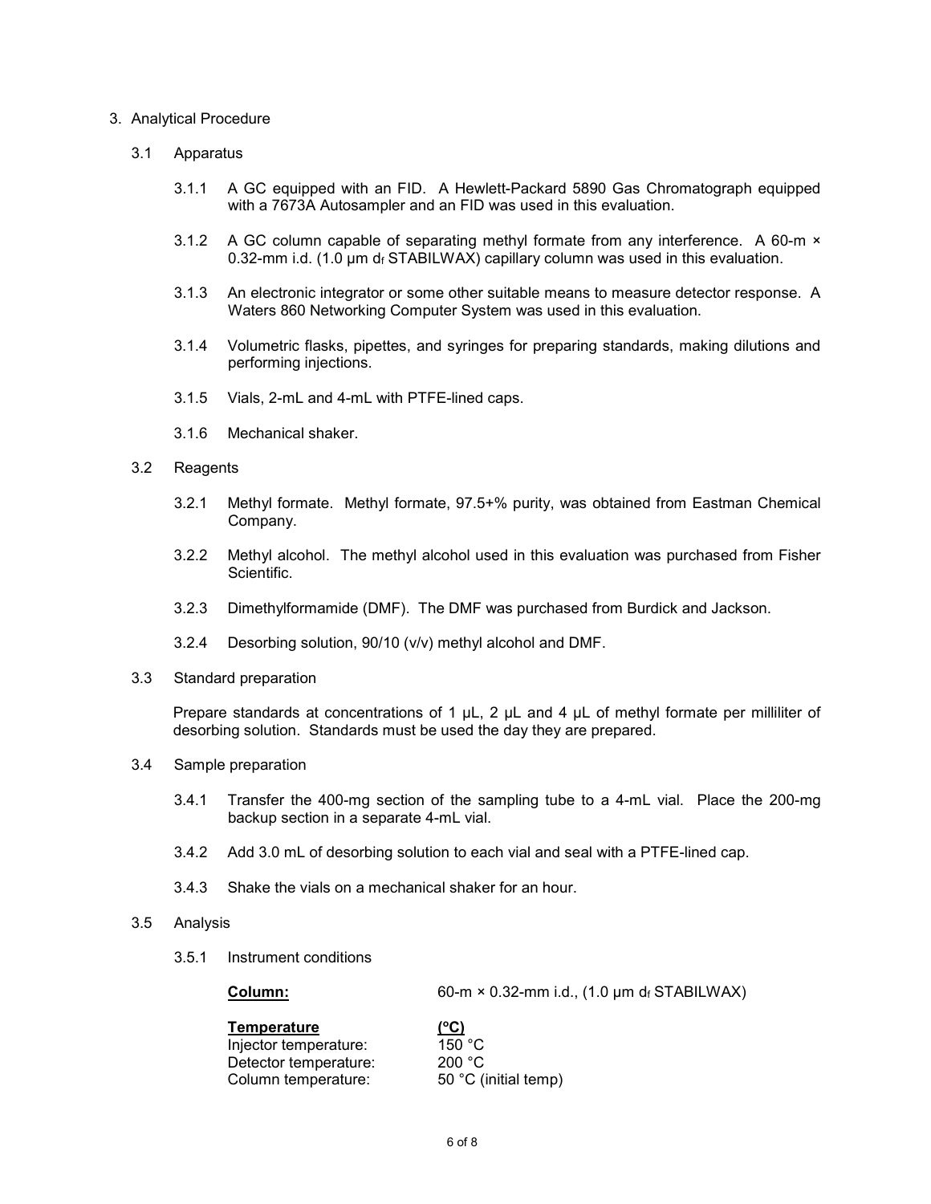## 3. Analytical Procedure

### 3.1 Apparatus

3.1.1 A GC equipped with an FID. A Hewlett-Packard 5890 Gas Chromatograph equipped with a 7673A Autosampler and an FID was used in this evaluation.

3.1.2 A GC column capable of separating methyl formate from any interference. A 60-m × 0.32-mm i.d. (1.0 µm $d_f$ STABILWAX) capillary column was used in this evaluation.

3.1.3 An electronic integrator or some other suitable means to measure detector response. A Waters 860 Networking Computer System was used in this evaluation.

3.1.4 Volumetric flasks, pipettes, and syringes for preparing standards, making dilutions and performing injections.

3.1.5 Vials, 2-mL and 4-mL with PTFE-lined caps.

3.1.6 Mechanical shaker.

### 3.2 Reagents

3.2.1 Methyl formate. Methyl formate, 97.5+% purity, was obtained from Eastman Chemical Company.

3.2.2 Methyl alcohol. The methyl alcohol used in this evaluation was purchased from Fisher Scientific.

3.2.3 Dimethylformamide (DMF). The DMF was purchased from Burdick and Jackson.

3.2.4 Desorbing solution, 90/10 (v/v) methyl alcohol and DMF.

### 3.3 Standard preparation

Prepare standards at concentrations of 1 µL, 2 µL and 4 µL of methyl formate per milliliter of desorbing solution. Standards must be used the day they are prepared.

### 3.4 Sample preparation

3.4.1 Transfer the 400-mg section of the sampling tube to a 4-mL vial. Place the 200-mg backup section in a separate 4-mL vial.

3.4.2 Add 3.0 mL of desorbing solution to each vial and seal with a PTFE-lined cap.

3.4.3 Shake the vials on a mechanical shaker for an hour.

### 3.5 Analysis

3.5.1 Instrument conditions

**Column:** 60-m × 0.32-mm i.d., (1.0 µm $d_f$ STABILWAX)

| **Temperature** | **(°C)** |
|---|---|
| Injector temperature: | 150 °C |
| Detector temperature: | 200 °C |
| Column temperature: | 50 °C (initial temp) |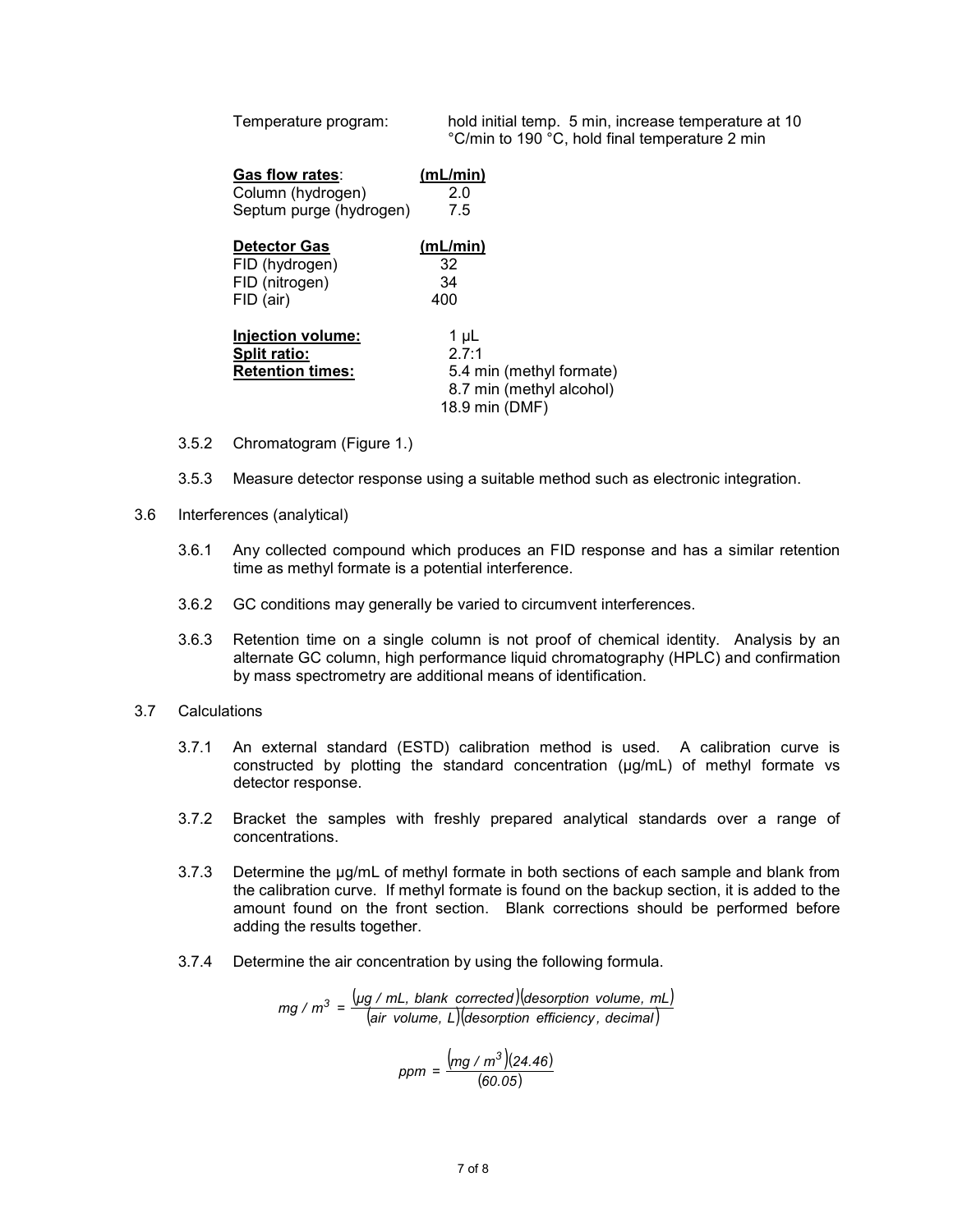Temperature program: hold initial temp. 5 min, increase temperature at 10 °C/min to 190 °C, hold final temperature 2 min

| **Gas flow rates**: | **(mL/min)** |
|---|---|
| Column (hydrogen) | 2.0 |
| Septum purge (hydrogen) | 7.5 |

| **Detector Gas** | **(mL/min)** |
|---|---|
| FID (hydrogen) | 32 |
| FID (nitrogen) | 34 |
| FID (air) | 400 |

**Injection volume:** 1 µL
**Split ratio:** 2.7:1
**Retention times:** 5.4 min (methyl formate)
8.7 min (methyl alcohol)
18.9 min (DMF)

3.5.2 Chromatogram (Figure 1.)

3.5.3 Measure detector response using a suitable method such as electronic integration.

3.6 Interferences (analytical)

3.6.1 Any collected compound which produces an FID response and has a similar retention time as methyl formate is a potential interference.

3.6.2 GC conditions may generally be varied to circumvent interferences.

3.6.3 Retention time on a single column is not proof of chemical identity. Analysis by an alternate GC column, high performance liquid chromatography (HPLC) and confirmation by mass spectrometry are additional means of identification.

3.7 Calculations

3.7.1 An external standard (ESTD) calibration method is used. A calibration curve is constructed by plotting the standard concentration (µg/mL) of methyl formate vs detector response.

3.7.2 Bracket the samples with freshly prepared analytical standards over a range of concentrations.

3.7.3 Determine the µg/mL of methyl formate in both sections of each sample and blank from the calibration curve. If methyl formate is found on the backup section, it is added to the amount found on the front section. Blank corrections should be performed before adding the results together.

3.7.4 Determine the air concentration by using the following formula.

$$mg/m^3 = \frac{(\mu g/mL,\ blank\ corrected)(desorption\ volume,\ mL)}{(air\ volume,\ L)(desorption\ efficiency,\ decimal)}$$

$$ppm = \frac{(mg/m^3)(24.46)}{(60.05)}$$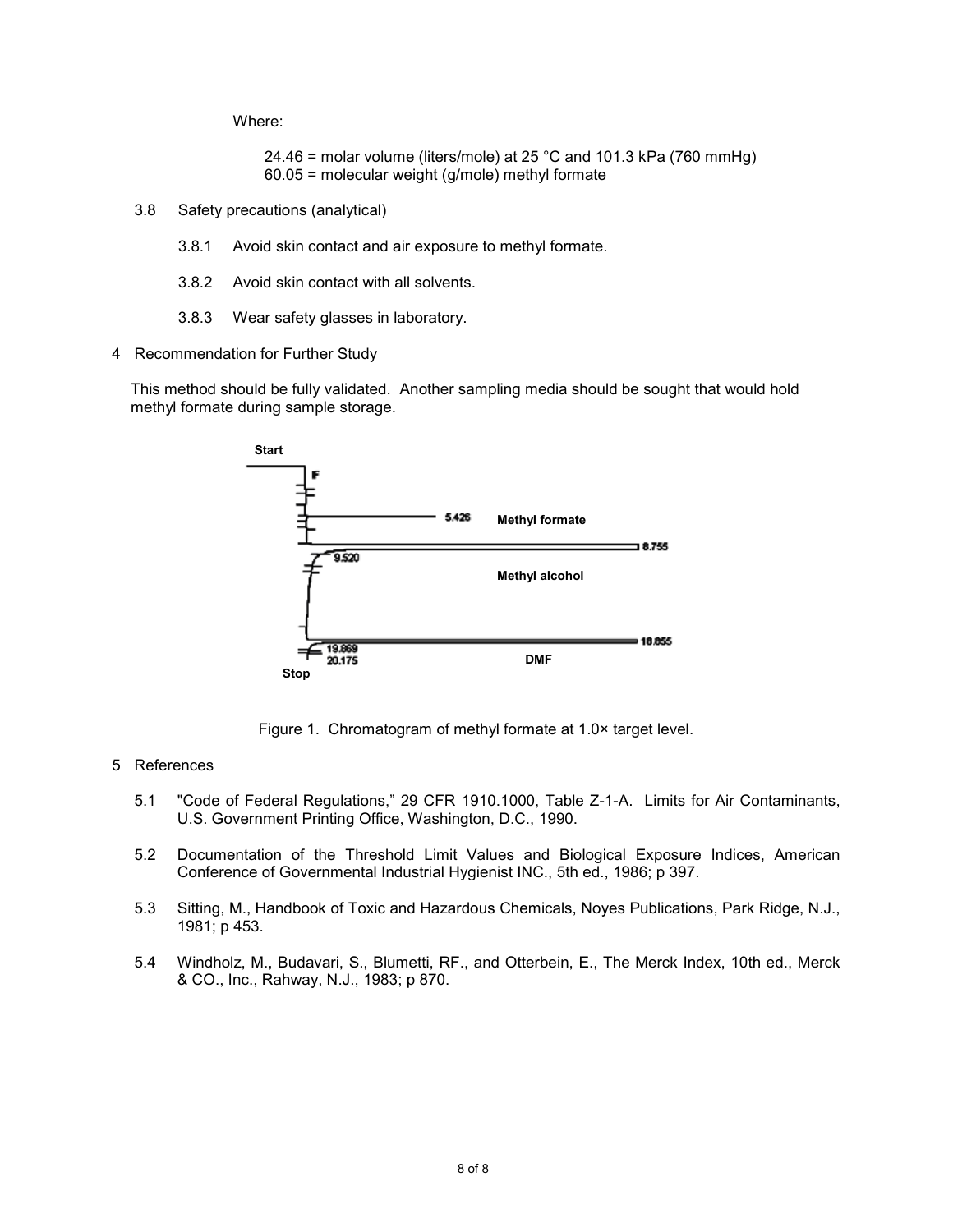Where:

24.46 = molar volume (liters/mole) at 25 °C and 101.3 kPa (760 mmHg)
60.05 = molecular weight (g/mole) methyl formate

3.8 Safety precautions (analytical)

3.8.1 Avoid skin contact and air exposure to methyl formate.

3.8.2 Avoid skin contact with all solvents.

3.8.3 Wear safety glasses in laboratory.

## 4 Recommendation for Further Study

This method should be fully validated. Another sampling media should be sought that would hold methyl formate during sample storage.

Start
F
5.426
Methyl formate
8.755
9.520
Methyl alcohol
18.855
19.669
20.175
DMF
Stop

Figure 1. Chromatogram of methyl formate at 1.0× target level.

## 5 References

5.1 "Code of Federal Regulations," 29 CFR 1910.1000, Table Z-1-A. Limits for Air Contaminants, U.S. Government Printing Office, Washington, D.C., 1990.

5.2 Documentation of the Threshold Limit Values and Biological Exposure Indices, American Conference of Governmental Industrial Hygienist INC., 5th ed., 1986; p 397.

5.3 Sitting, M., Handbook of Toxic and Hazardous Chemicals, Noyes Publications, Park Ridge, N.J., 1981; p 453.

5.4 Windholz, M., Budavari, S., Blumetti, RF., and Otterbein, E., The Merck Index, 10th ed., Merck & CO., Inc., Rahway, N.J., 1983; p 870.